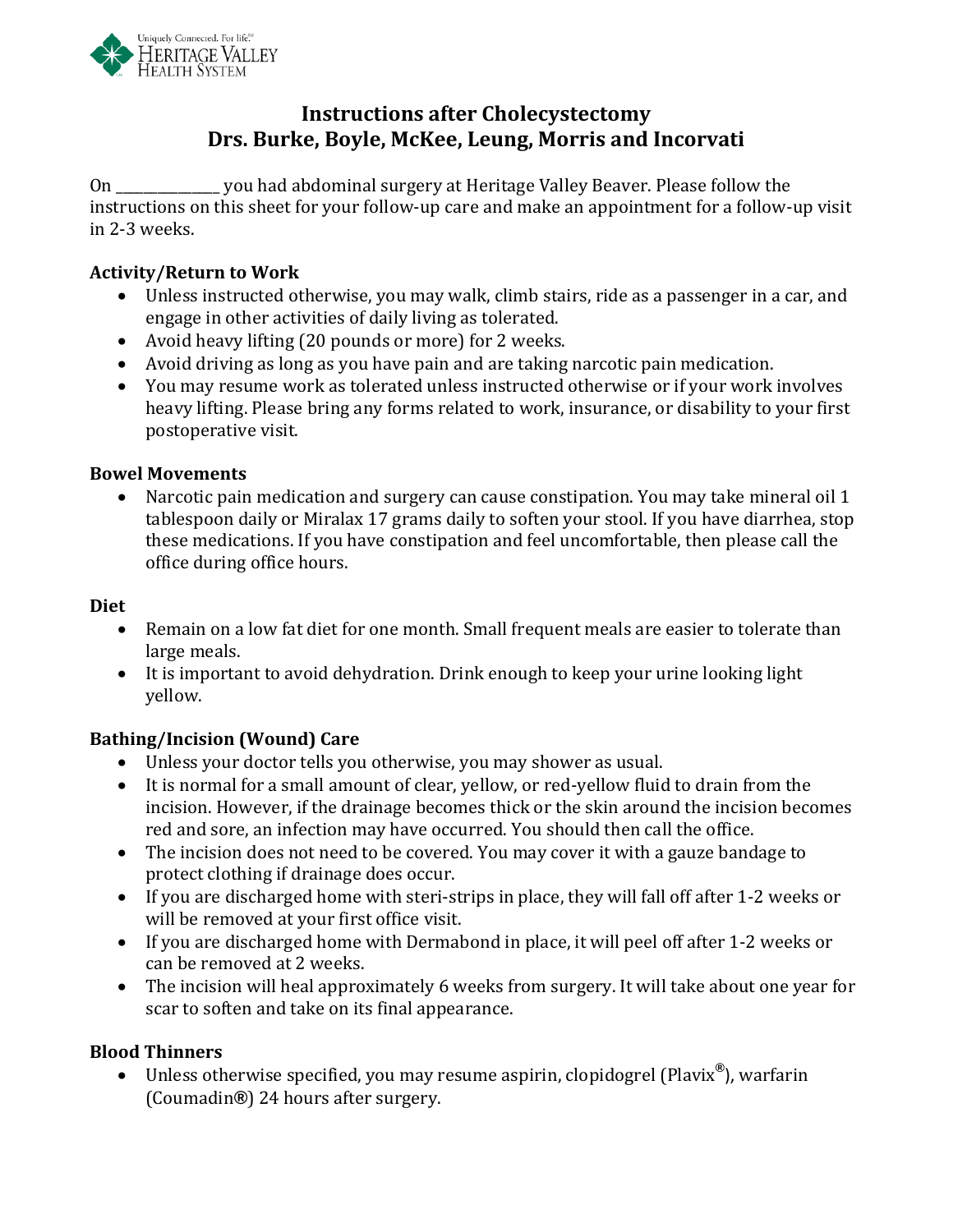Uniquely Connected. For life.℠
Heritage Valley
Health System

# Instructions after Cholecystectomy
## Drs. Burke, Boyle, McKee, Leung, Morris and Incorvati

On _______________ you had abdominal surgery at Heritage Valley Beaver. Please follow the instructions on this sheet for your follow-up care and make an appointment for a follow-up visit in 2-3 weeks.

**Activity/Return to Work**

- Unless instructed otherwise, you may walk, climb stairs, ride as a passenger in a car, and engage in other activities of daily living as tolerated.
- Avoid heavy lifting (20 pounds or more) for 2 weeks.
- Avoid driving as long as you have pain and are taking narcotic pain medication.
- You may resume work as tolerated unless instructed otherwise or if your work involves heavy lifting. Please bring any forms related to work, insurance, or disability to your first postoperative visit.

**Bowel Movements**

- Narcotic pain medication and surgery can cause constipation. You may take mineral oil 1 tablespoon daily or Miralax 17 grams daily to soften your stool. If you have diarrhea, stop these medications. If you have constipation and feel uncomfortable, then please call the office during office hours.

**Diet**

- Remain on a low fat diet for one month. Small frequent meals are easier to tolerate than large meals.
- It is important to avoid dehydration. Drink enough to keep your urine looking light yellow.

**Bathing/Incision (Wound) Care**

- Unless your doctor tells you otherwise, you may shower as usual.
- It is normal for a small amount of clear, yellow, or red-yellow fluid to drain from the incision. However, if the drainage becomes thick or the skin around the incision becomes red and sore, an infection may have occurred. You should then call the office.
- The incision does not need to be covered. You may cover it with a gauze bandage to protect clothing if drainage does occur.
- If you are discharged home with steri-strips in place, they will fall off after 1-2 weeks or will be removed at your first office visit.
- If you are discharged home with Dermabond in place, it will peel off after 1-2 weeks or can be removed at 2 weeks.
- The incision will heal approximately 6 weeks from surgery. It will take about one year for scar to soften and take on its final appearance.

**Blood Thinners**

- Unless otherwise specified, you may resume aspirin, clopidogrel (Plavix®), warfarin (Coumadin®) 24 hours after surgery.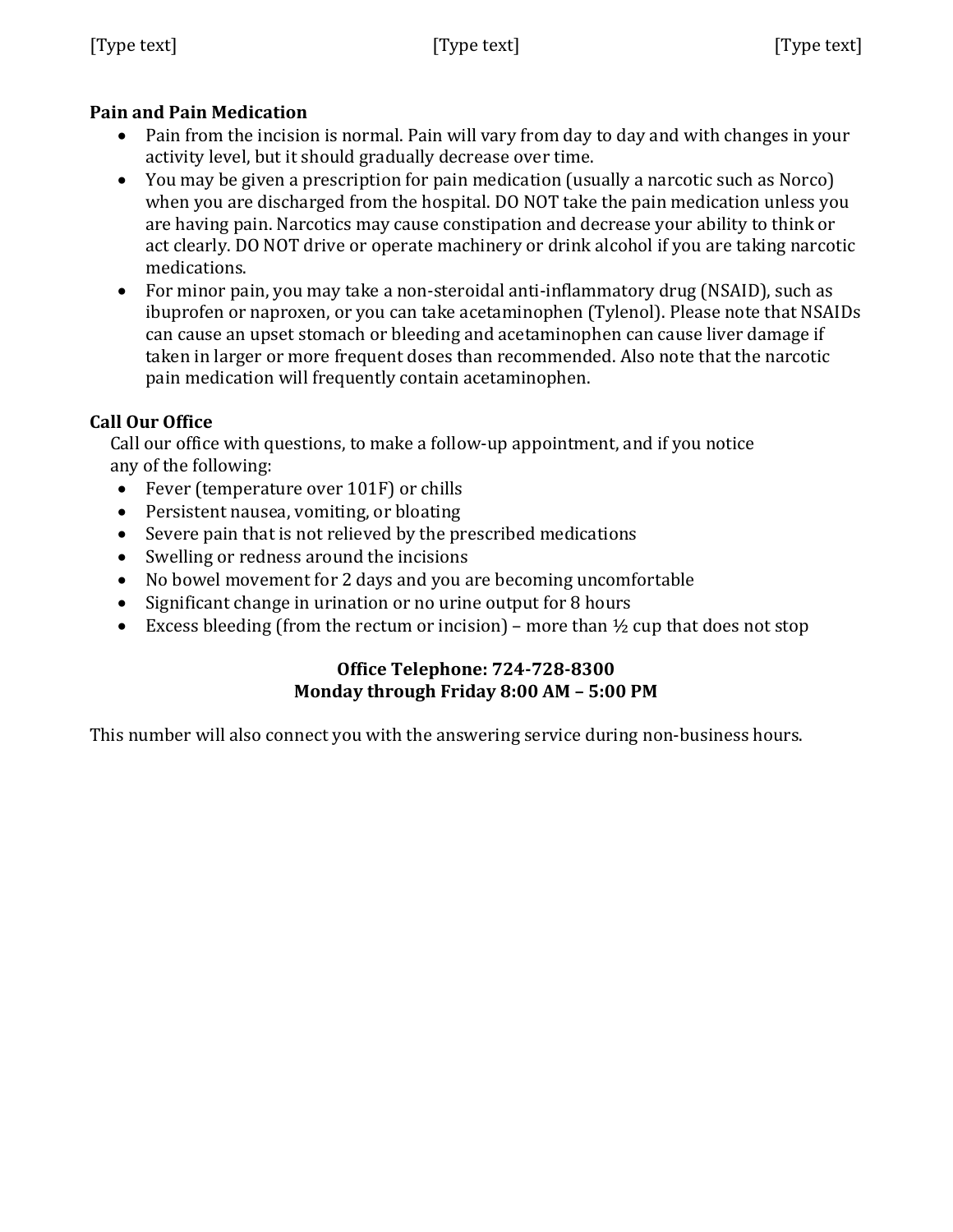**Pain and Pain Medication**

- Pain from the incision is normal. Pain will vary from day to day and with changes in your activity level, but it should gradually decrease over time.
- You may be given a prescription for pain medication (usually a narcotic such as Norco) when you are discharged from the hospital. DO NOT take the pain medication unless you are having pain. Narcotics may cause constipation and decrease your ability to think or act clearly. DO NOT drive or operate machinery or drink alcohol if you are taking narcotic medications.
- For minor pain, you may take a non-steroidal anti-inflammatory drug (NSAID), such as ibuprofen or naproxen, or you can take acetaminophen (Tylenol). Please note that NSAIDs can cause an upset stomach or bleeding and acetaminophen can cause liver damage if taken in larger or more frequent doses than recommended. Also note that the narcotic pain medication will frequently contain acetaminophen.

**Call Our Office**

Call our office with questions, to make a follow-up appointment, and if you notice any of the following:

- Fever (temperature over 101F) or chills
- Persistent nausea, vomiting, or bloating
- Severe pain that is not relieved by the prescribed medications
- Swelling or redness around the incisions
- No bowel movement for 2 days and you are becoming uncomfortable
- Significant change in urination or no urine output for 8 hours
- Excess bleeding (from the rectum or incision) – more than ½ cup that does not stop

**Office Telephone: 724-728-8300**
**Monday through Friday 8:00 AM – 5:00 PM**

This number will also connect you with the answering service during non-business hours.